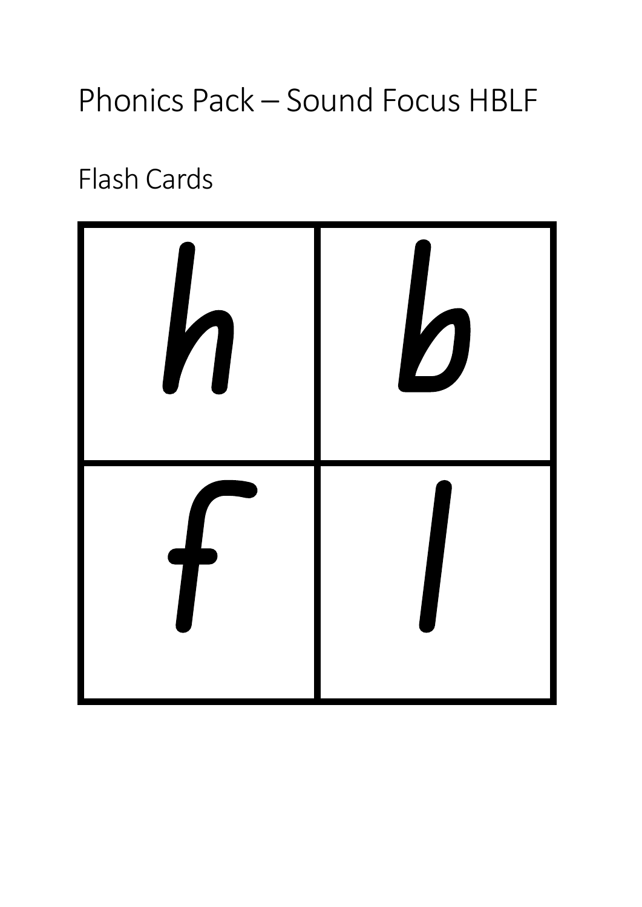# Phonics Pack – Sound Focus HBLF

## Flash Cards

| h | b |
| --- | --- |
| f | l |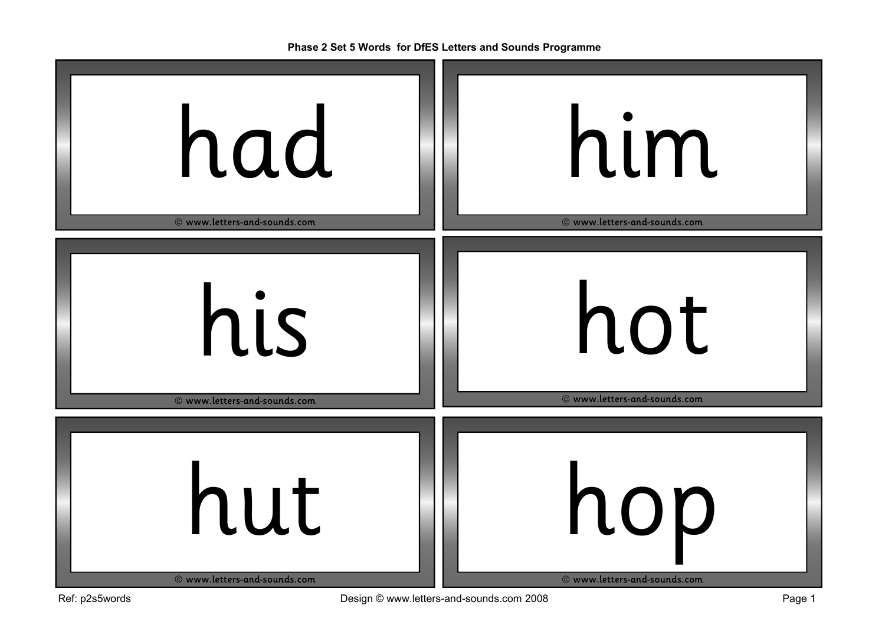Phase 2 Set 5 Words for DfES Letters and Sounds Programme

had

© www.letters-and-sounds.com

him

© www.letters-and-sounds.com

his

© www.letters-and-sounds.com

hot

© www.letters-and-sounds.com

hut

© www.letters-and-sounds.com

hop

© www.letters-and-sounds.com

Ref: p2s5words

Design © www.letters-and-sounds.com 2008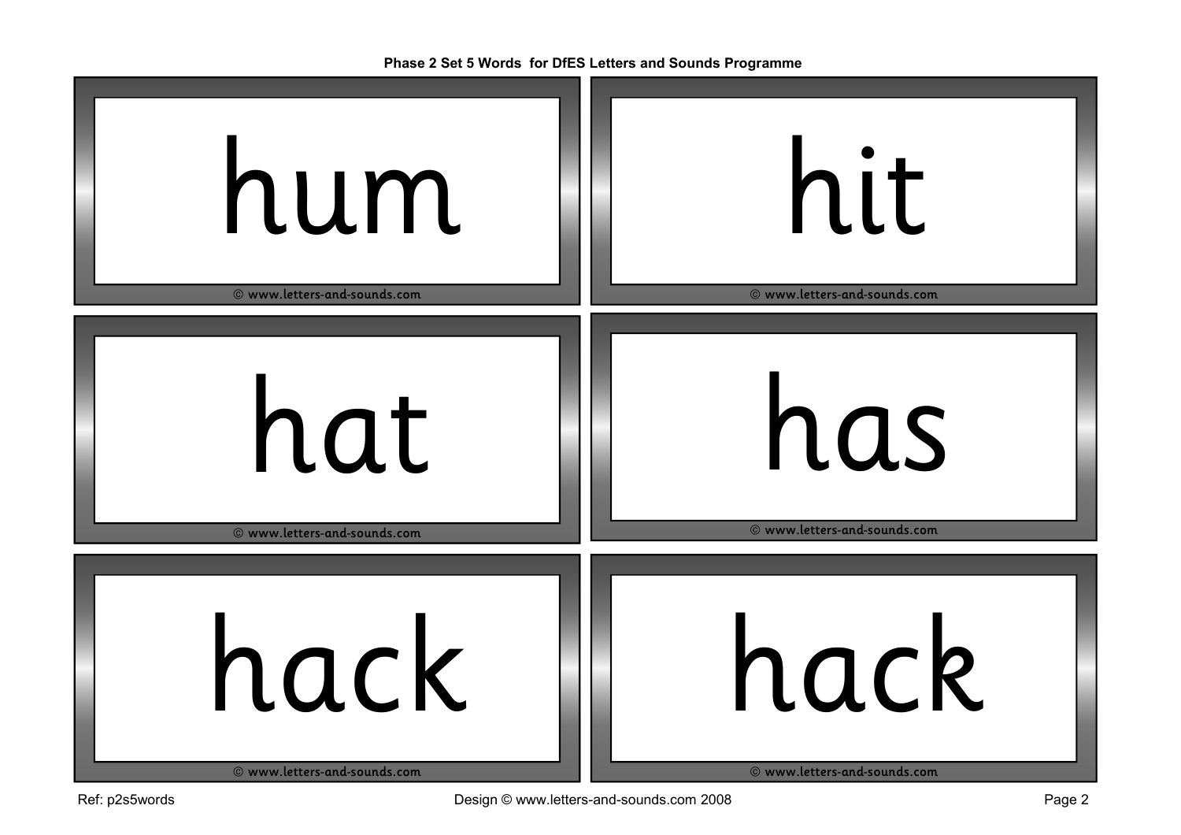Phase 2 Set 5 Words for DfES Letters and Sounds Programme

| | |
|---|---|
| hum | hit |
| © www.letters-and-sounds.com | © www.letters-and-sounds.com |
| hat | has |
| © www.letters-and-sounds.com | © www.letters-and-sounds.com |
| hack | hack |
| © www.letters-and-sounds.com | © www.letters-and-sounds.com |

Ref: p2s5words

Design © www.letters-and-sounds.com 2008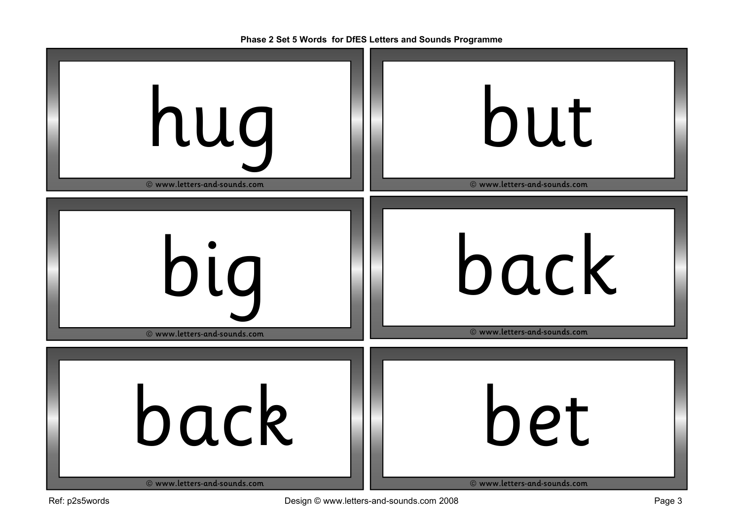Phase 2 Set 5 Words for DfES Letters and Sounds Programme

hug

© www.letters-and-sounds.com

but

© www.letters-and-sounds.com

big

© www.letters-and-sounds.com

back

© www.letters-and-sounds.com

back

© www.letters-and-sounds.com

bet

© www.letters-and-sounds.com

Ref: p2s5words

Design © www.letters-and-sounds.com 2008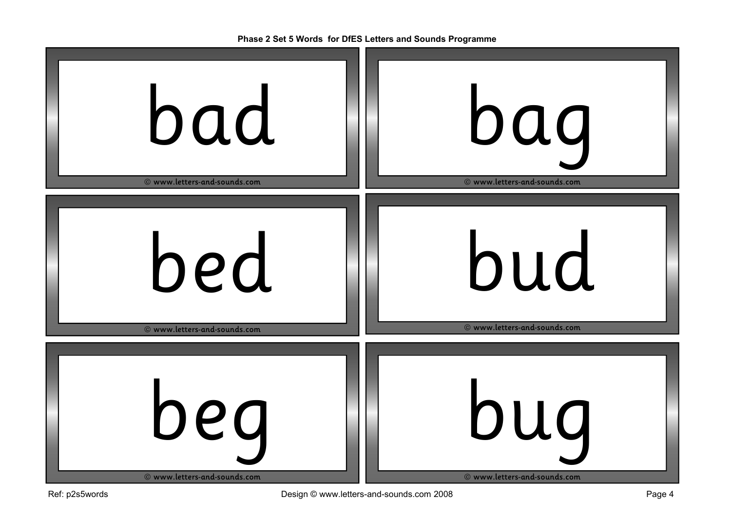Phase 2 Set 5 Words for DfES Letters and Sounds Programme

bad

© www.letters-and-sounds.com

bag

© www.letters-and-sounds.com

bed

© www.letters-and-sounds.com

bud

© www.letters-and-sounds.com

beg

© www.letters-and-sounds.com

bug

© www.letters-and-sounds.com

Ref: p2s5words

Design © www.letters-and-sounds.com 2008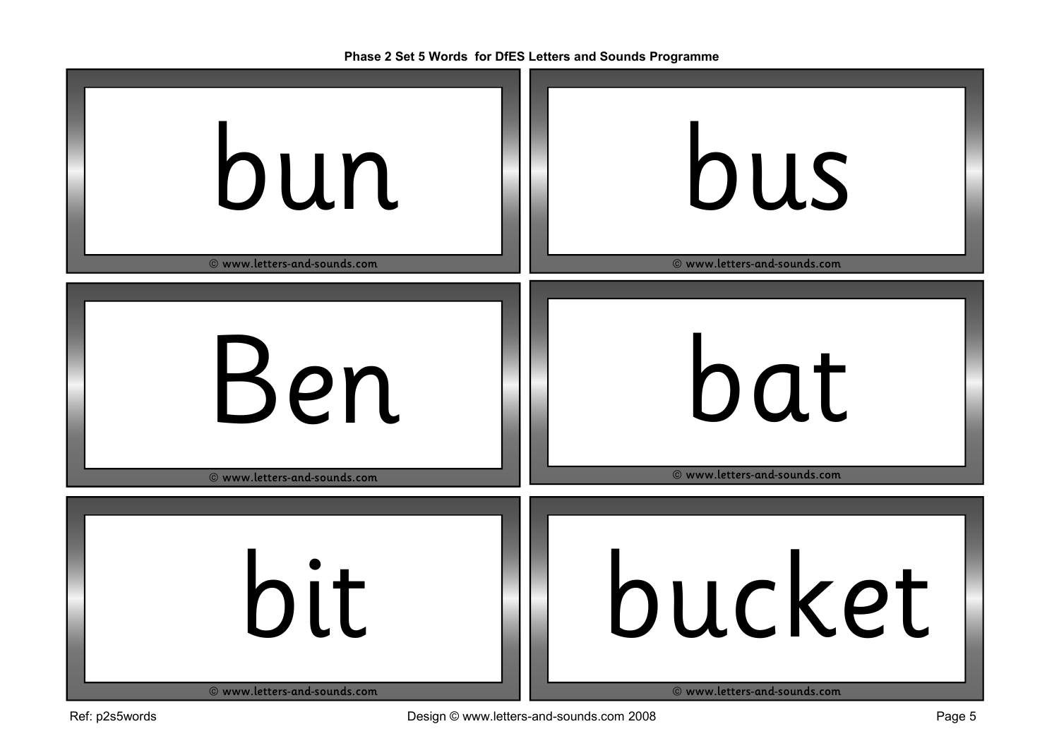**Phase 2 Set 5 Words for DfES Letters and Sounds Programme**

bun

© www.letters-and-sounds.com

bus

© www.letters-and-sounds.com

Ben

© www.letters-and-sounds.com

bat

© www.letters-and-sounds.com

bit

© www.letters-and-sounds.com

bucket

© www.letters-and-sounds.com

Ref: p2s5words

Design © www.letters-and-sounds.com 2008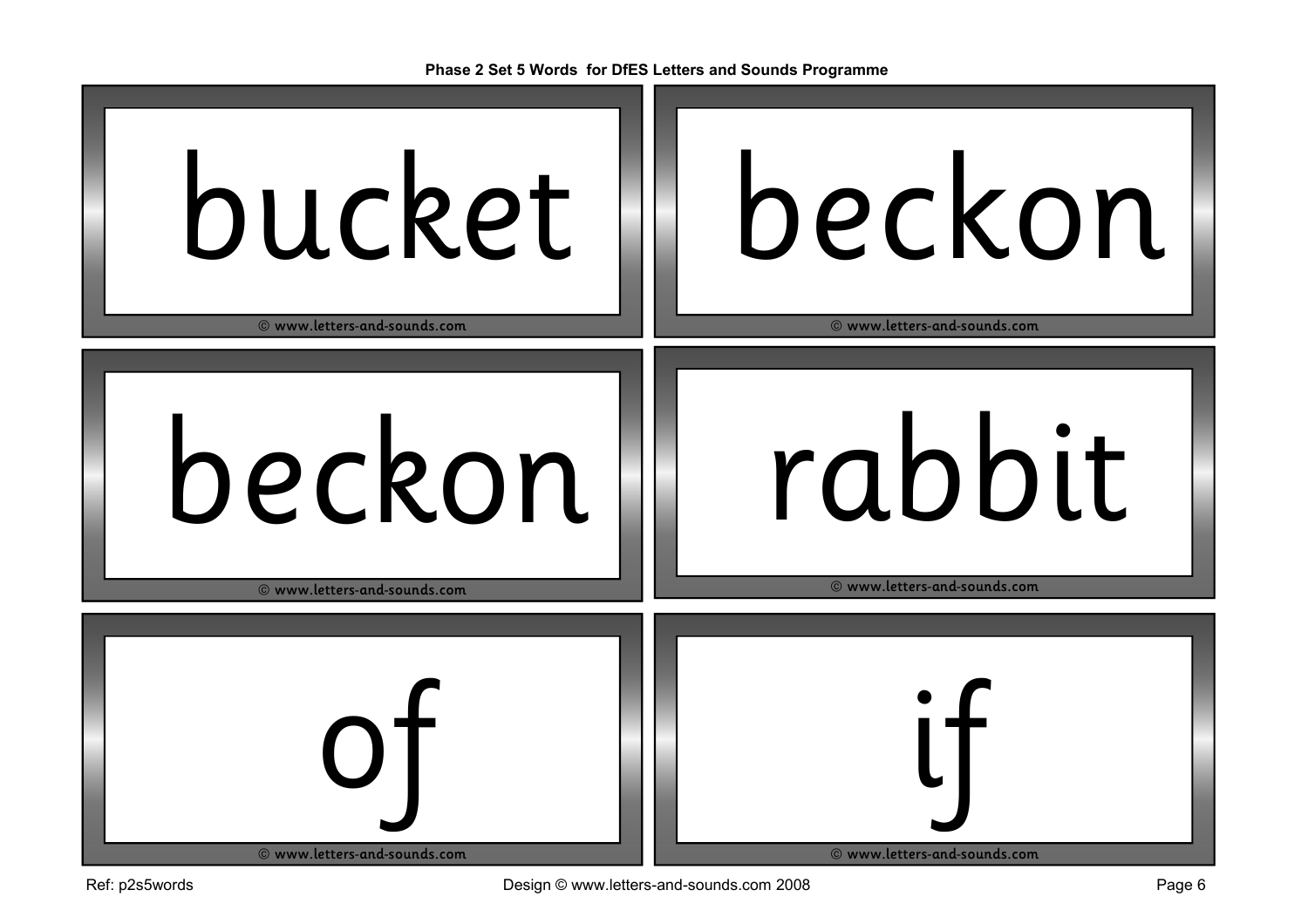bucket

© www.letters-and-sounds.com

beckon

© www.letters-and-sounds.com

beckon

© www.letters-and-sounds.com

rabbit

© www.letters-and-sounds.com

of

© www.letters-and-sounds.com

if

© www.letters-and-sounds.com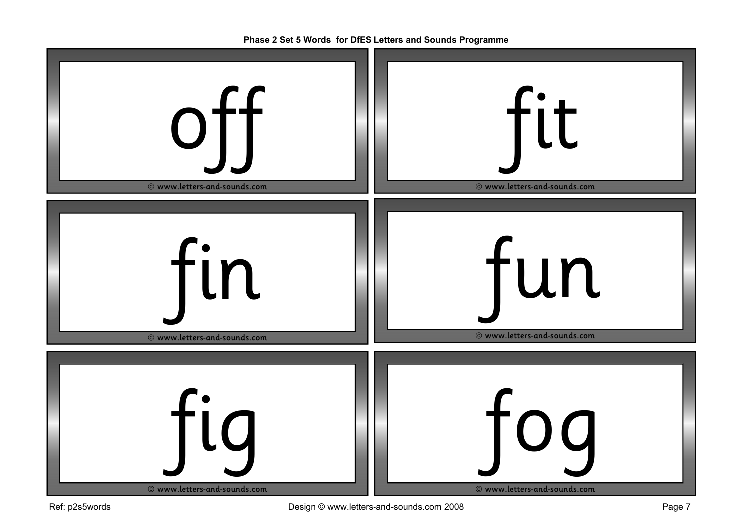**Phase 2 Set 5 Words for DfES Letters and Sounds Programme**

off

© www.letters-and-sounds.com

fit

© www.letters-and-sounds.com

fin

© www.letters-and-sounds.com

fun

© www.letters-and-sounds.com

fig

© www.letters-and-sounds.com

fog

© www.letters-and-sounds.com

Ref: p2s5words

Design © www.letters-and-sounds.com 2008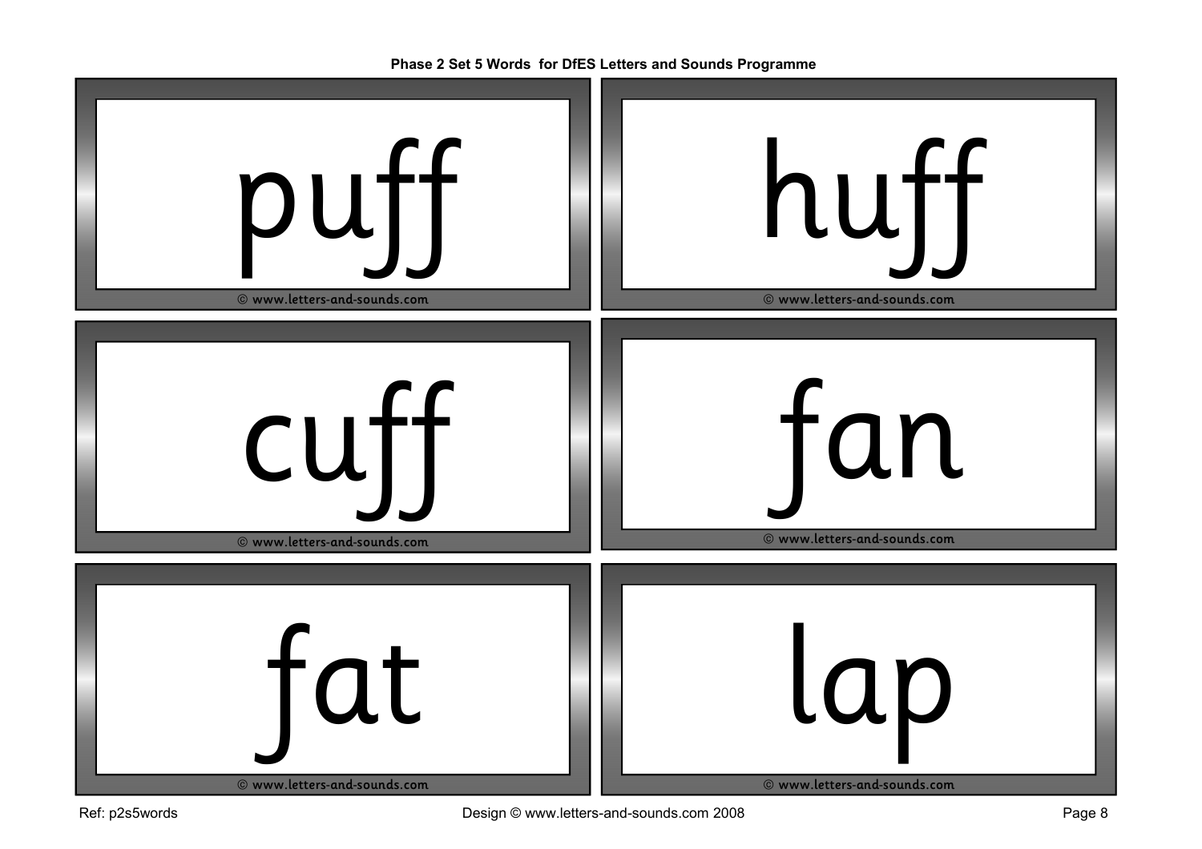Phase 2 Set 5 Words for DfES Letters and Sounds Programme

puff

© www.letters-and-sounds.com

huff

© www.letters-and-sounds.com

cuff

© www.letters-and-sounds.com

fan

© www.letters-and-sounds.com

fat

© www.letters-and-sounds.com

lap

© www.letters-and-sounds.com

Ref: p2s5words

Design © www.letters-and-sounds.com 2008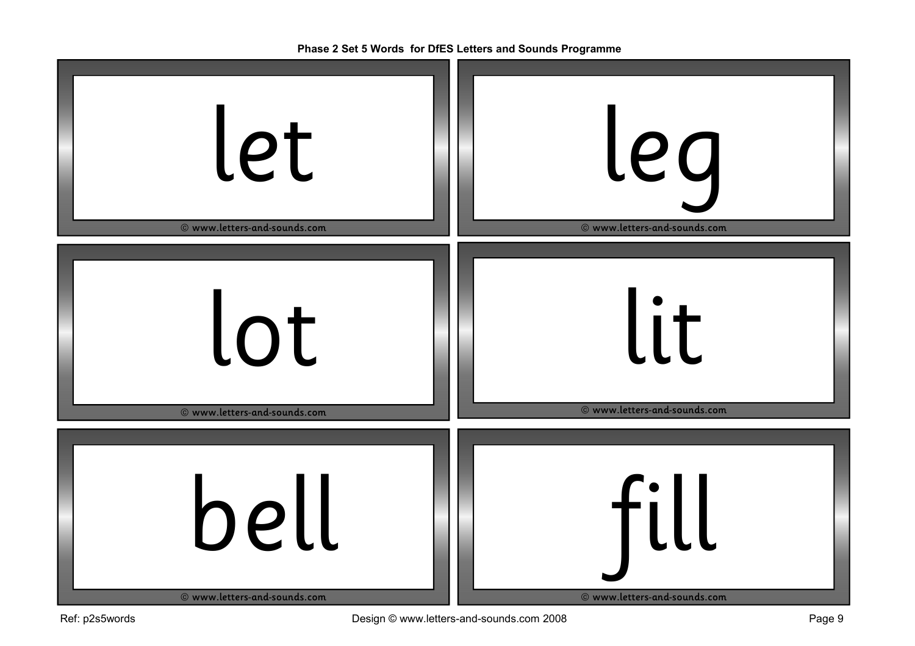Phase 2 Set 5 Words for DfES Letters and Sounds Programme

let

© www.letters-and-sounds.com

leg

© www.letters-and-sounds.com

lot

© www.letters-and-sounds.com

lit

© www.letters-and-sounds.com

bell

© www.letters-and-sounds.com

fill

© www.letters-and-sounds.com

Ref: p2s5words

Design © www.letters-and-sounds.com 2008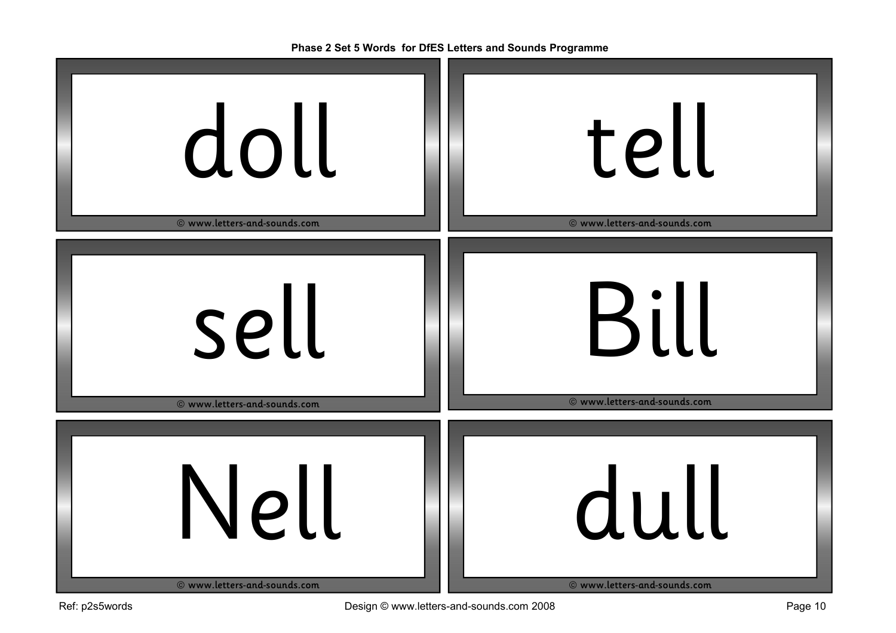**Phase 2 Set 5 Words for DfES Letters and Sounds Programme**

doll

© www.letters-and-sounds.com

tell

© www.letters-and-sounds.com

sell

© www.letters-and-sounds.com

Bill

© www.letters-and-sounds.com

Nell

© www.letters-and-sounds.com

dull

© www.letters-and-sounds.com

Ref: p2s5words

Design © www.letters-and-sounds.com 2008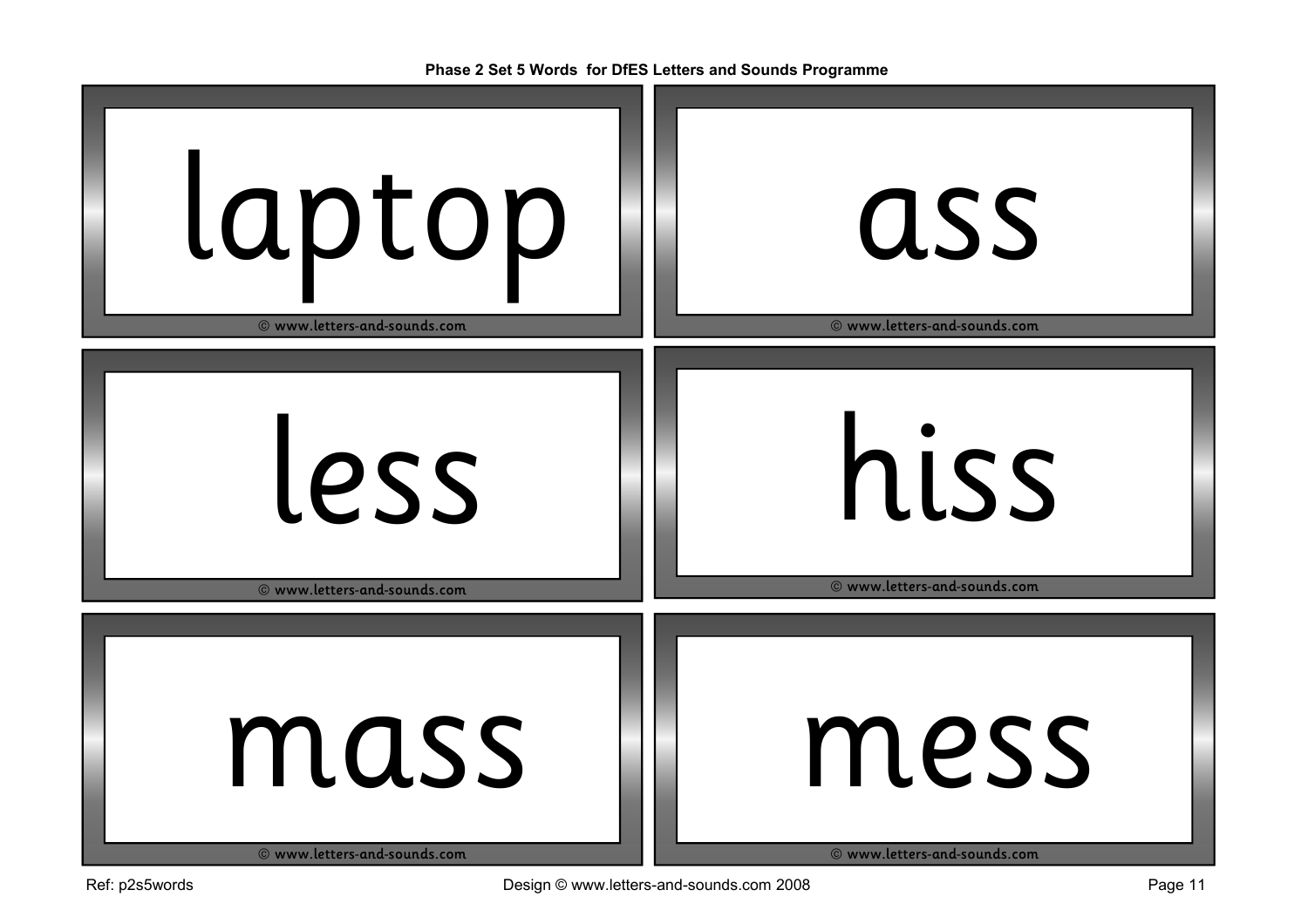Phase 2 Set 5 Words for DfES Letters and Sounds Programme

laptop

© www.letters-and-sounds.com

ass

© www.letters-and-sounds.com

less

© www.letters-and-sounds.com

hiss

© www.letters-and-sounds.com

mass

© www.letters-and-sounds.com

mess

© www.letters-and-sounds.com

Ref: p2s5words

Design © www.letters-and-sounds.com 2008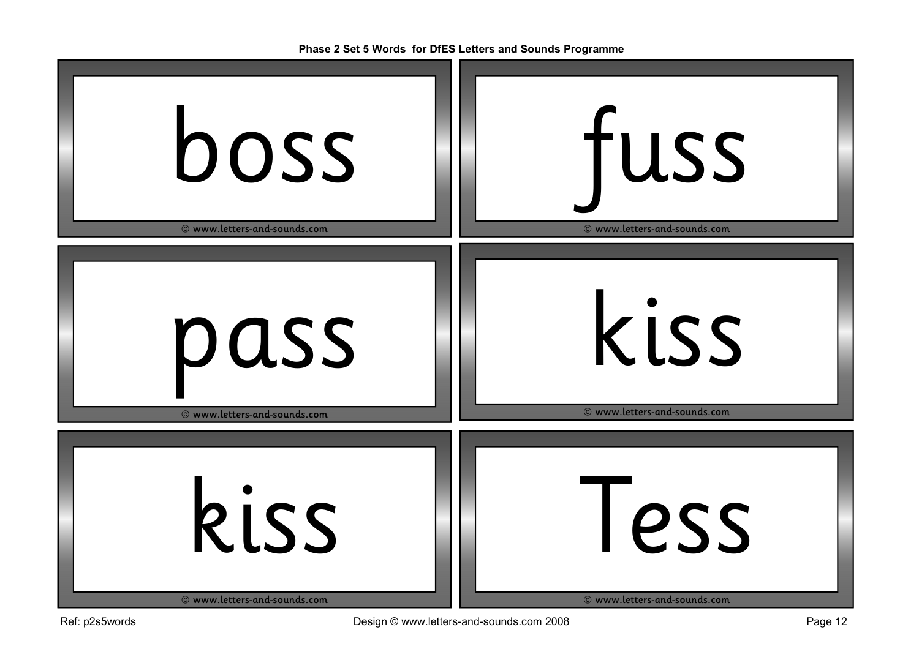**Phase 2 Set 5 Words for DfES Letters and Sounds Programme**

boss

© www.letters-and-sounds.com

fuss

© www.letters-and-sounds.com

pass

© www.letters-and-sounds.com

kiss

© www.letters-and-sounds.com

kiss

© www.letters-and-sounds.com

Tess

© www.letters-and-sounds.com

Ref: p2s5words

Design © www.letters-and-sounds.com 2008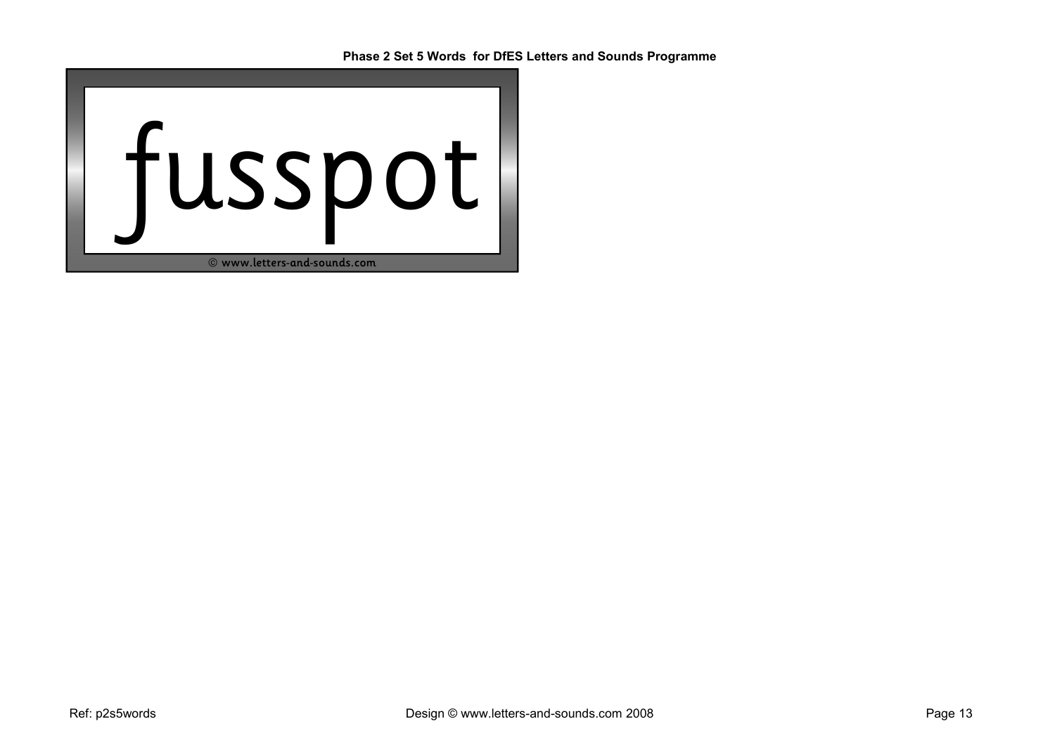fusspot

© www.letters-and-sounds.com